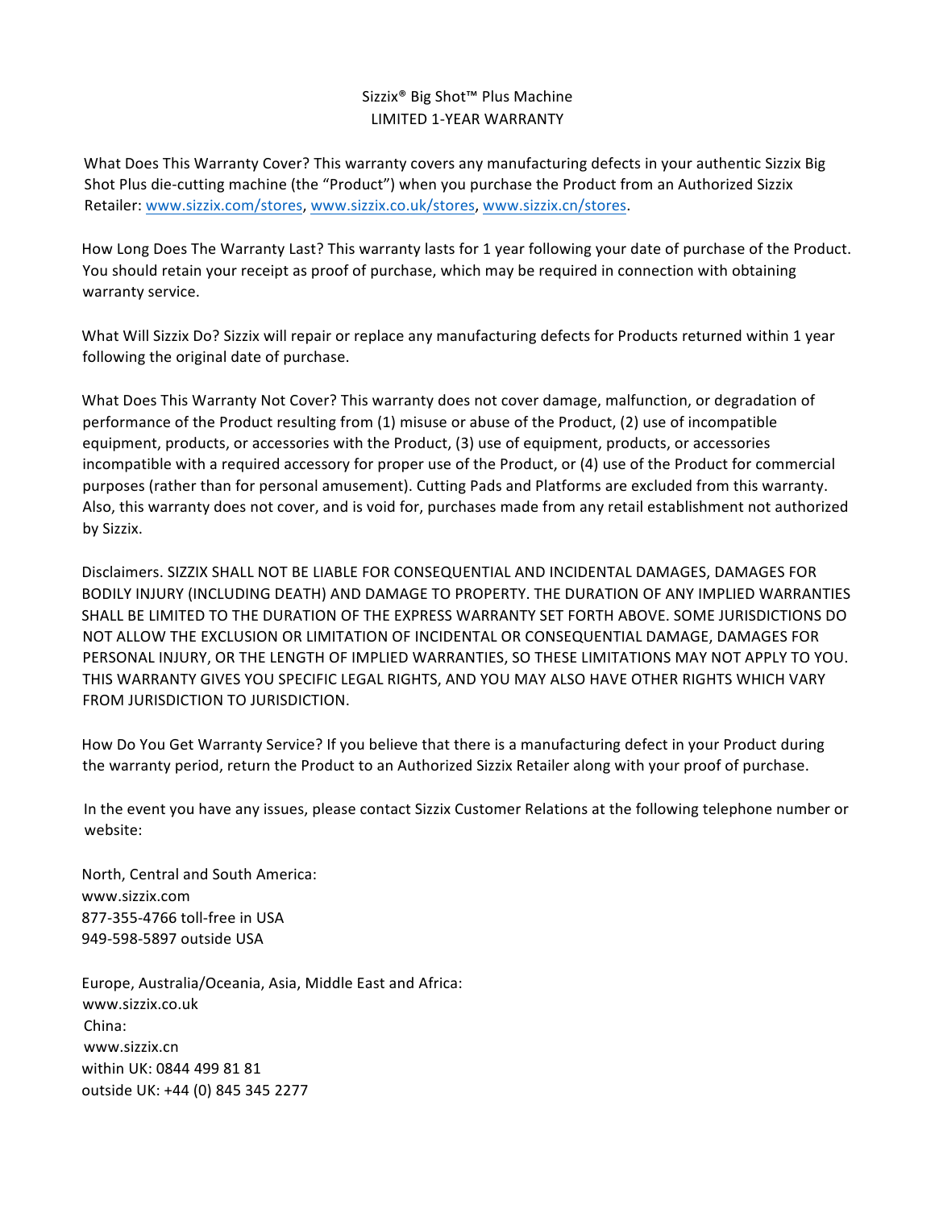# Sizzix® Big Shot™ Plus Machine
## LIMITED 1-YEAR WARRANTY

What Does This Warranty Cover? This warranty covers any manufacturing defects in your authentic Sizzix Big Shot Plus die-cutting machine (the "Product") when you purchase the Product from an Authorized Sizzix Retailer: www.sizzix.com/stores, www.sizzix.co.uk/stores, www.sizzix.cn/stores.

How Long Does The Warranty Last? This warranty lasts for 1 year following your date of purchase of the Product. You should retain your receipt as proof of purchase, which may be required in connection with obtaining warranty service.

What Will Sizzix Do? Sizzix will repair or replace any manufacturing defects for Products returned within 1 year following the original date of purchase.

What Does This Warranty Not Cover? This warranty does not cover damage, malfunction, or degradation of performance of the Product resulting from (1) misuse or abuse of the Product, (2) use of incompatible equipment, products, or accessories with the Product, (3) use of equipment, products, or accessories incompatible with a required accessory for proper use of the Product, or (4) use of the Product for commercial purposes (rather than for personal amusement). Cutting Pads and Platforms are excluded from this warranty. Also, this warranty does not cover, and is void for, purchases made from any retail establishment not authorized by Sizzix.

Disclaimers. SIZZIX SHALL NOT BE LIABLE FOR CONSEQUENTIAL AND INCIDENTAL DAMAGES, DAMAGES FOR BODILY INJURY (INCLUDING DEATH) AND DAMAGE TO PROPERTY. THE DURATION OF ANY IMPLIED WARRANTIES SHALL BE LIMITED TO THE DURATION OF THE EXPRESS WARRANTY SET FORTH ABOVE. SOME JURISDICTIONS DO NOT ALLOW THE EXCLUSION OR LIMITATION OF INCIDENTAL OR CONSEQUENTIAL DAMAGE, DAMAGES FOR PERSONAL INJURY, OR THE LENGTH OF IMPLIED WARRANTIES, SO THESE LIMITATIONS MAY NOT APPLY TO YOU. THIS WARRANTY GIVES YOU SPECIFIC LEGAL RIGHTS, AND YOU MAY ALSO HAVE OTHER RIGHTS WHICH VARY FROM JURISDICTION TO JURISDICTION.

How Do You Get Warranty Service? If you believe that there is a manufacturing defect in your Product during the warranty period, return the Product to an Authorized Sizzix Retailer along with your proof of purchase.

In the event you have any issues, please contact Sizzix Customer Relations at the following telephone number or website:

North, Central and South America:
www.sizzix.com
877-355-4766 toll-free in USA
949-598-5897 outside USA

Europe, Australia/Oceania, Asia, Middle East and Africa:
www.sizzix.co.uk
China:
www.sizzix.cn
within UK: 0844 499 81 81
outside UK: +44 (0) 845 345 2277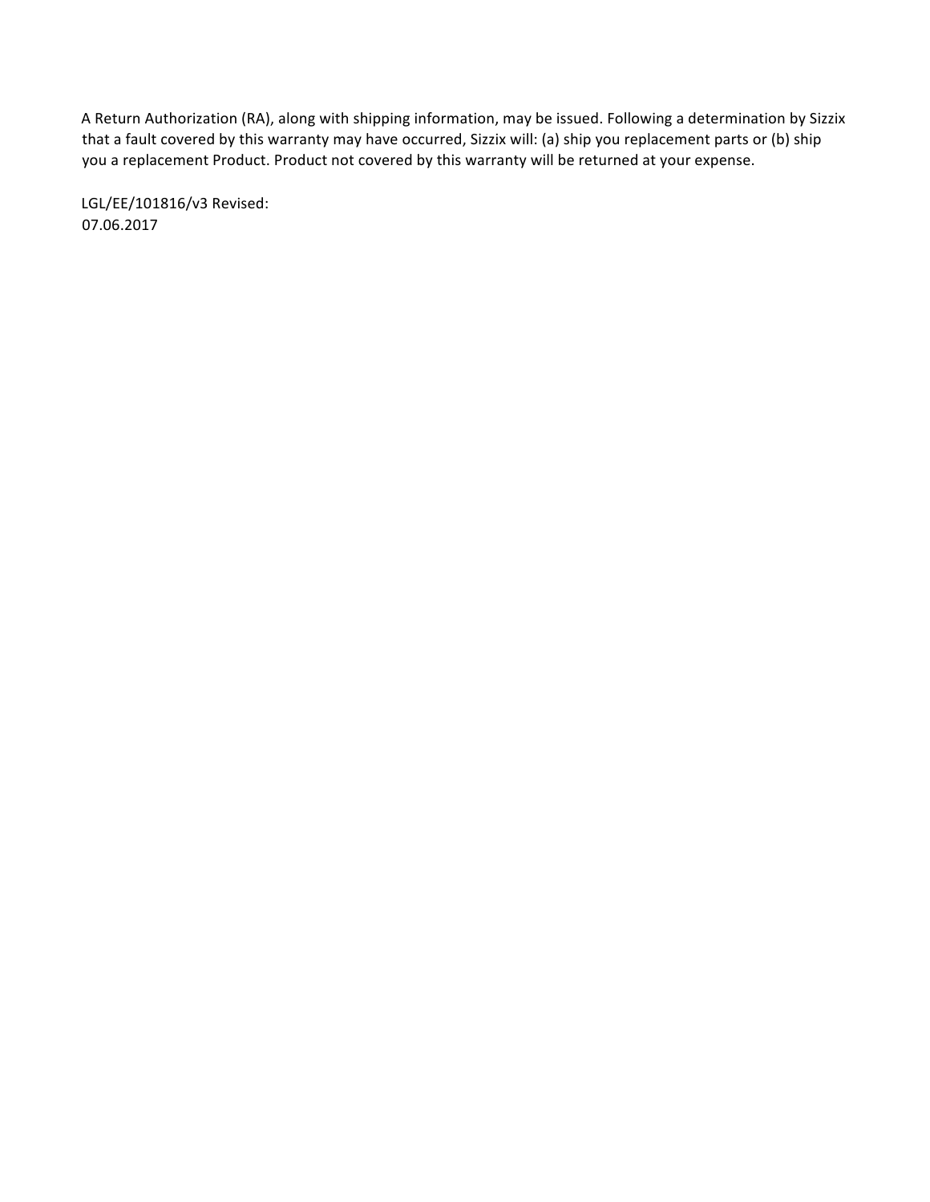A Return Authorization (RA), along with shipping information, may be issued. Following a determination by Sizzix that a fault covered by this warranty may have occurred, Sizzix will: (a) ship you replacement parts or (b) ship you a replacement Product. Product not covered by this warranty will be returned at your expense.

LGL/EE/101816/v3 Revised:
07.06.2017